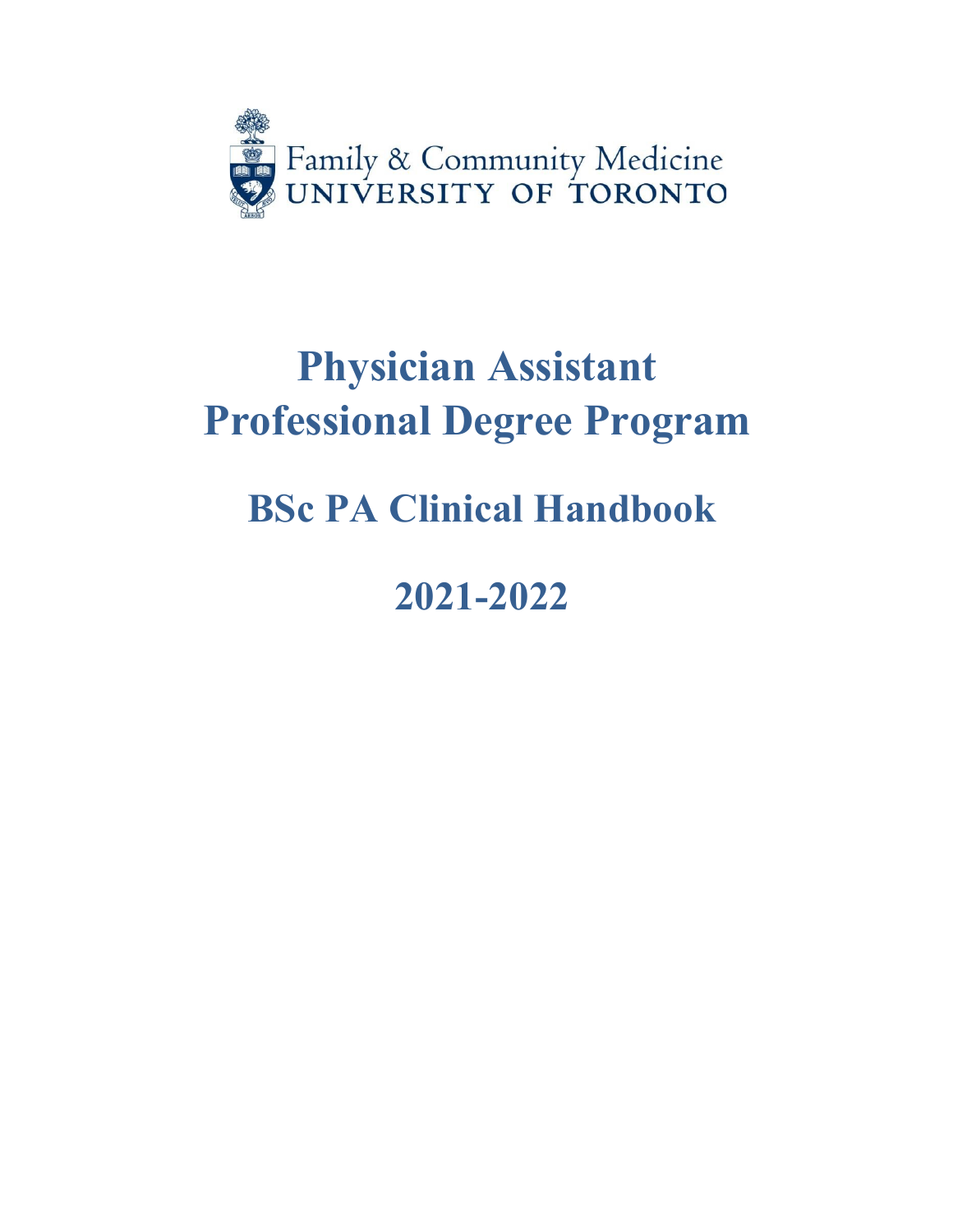Family & Community Medicine
UNIVERSITY OF TORONTO

# Physician Assistant Professional Degree Program

## BSc PA Clinical Handbook

## 2021-2022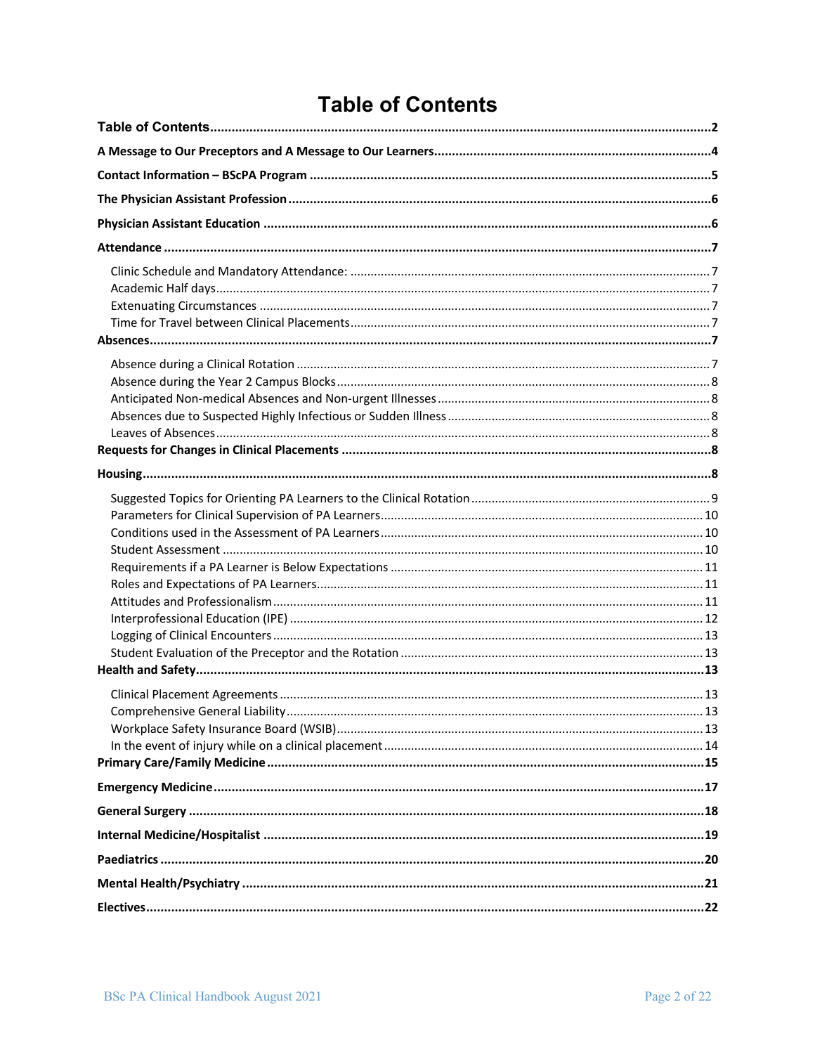# Table of Contents

**Table of Contents** ..... 2

**A Message to Our Preceptors and A Message to Our Learners** ..... 4

**Contact Information – BScPA Program** ..... 5

**The Physician Assistant Profession** ..... 6

**Physician Assistant Education** ..... 6

**Attendance** ..... 7

- Clinic Schedule and Mandatory Attendance: ..... 7
- Academic Half days ..... 7
- Extenuating Circumstances ..... 7
- Time for Travel between Clinical Placements ..... 7

**Absences** ..... 7

- Absence during a Clinical Rotation ..... 7
- Absence during the Year 2 Campus Blocks ..... 8
- Anticipated Non-medical Absences and Non-urgent Illnesses ..... 8
- Absences due to Suspected Highly Infectious or Sudden Illness ..... 8
- Leaves of Absences ..... 8

**Requests for Changes in Clinical Placements** ..... 8

**Housing** ..... 8

- Suggested Topics for Orienting PA Learners to the Clinical Rotation ..... 9
- Parameters for Clinical Supervision of PA Learners ..... 10
- Conditions used in the Assessment of PA Learners ..... 10
- Student Assessment ..... 10
- Requirements if a PA Learner is Below Expectations ..... 11
- Roles and Expectations of PA Learners ..... 11
- Attitudes and Professionalism ..... 11
- Interprofessional Education (IPE) ..... 12
- Logging of Clinical Encounters ..... 13
- Student Evaluation of the Preceptor and the Rotation ..... 13

**Health and Safety** ..... 13

- Clinical Placement Agreements ..... 13
- Comprehensive General Liability ..... 13
- Workplace Safety Insurance Board (WSIB) ..... 13
- In the event of injury while on a clinical placement ..... 14

**Primary Care/Family Medicine** ..... 15

**Emergency Medicine** ..... 17

**General Surgery** ..... 18

**Internal Medicine/Hospitalist** ..... 19

**Paediatrics** ..... 20

**Mental Health/Psychiatry** ..... 21

**Electives** ..... 22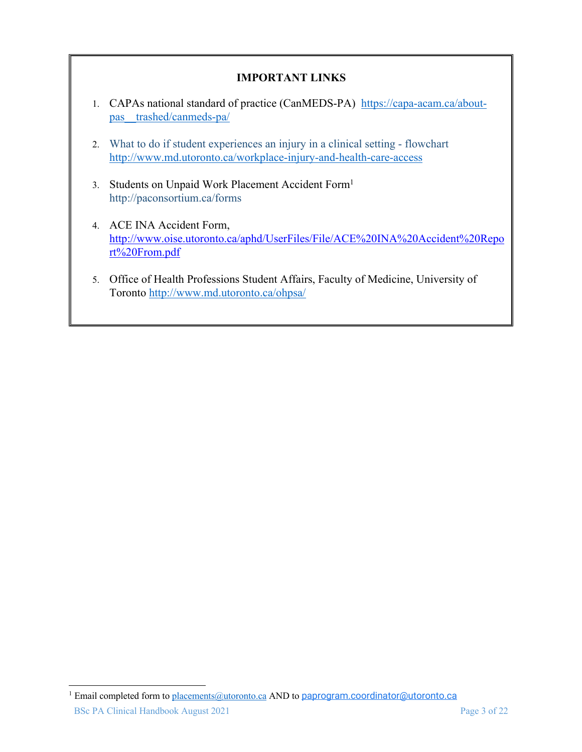## IMPORTANT LINKS

1. CAPAs national standard of practice (CanMEDS-PA) https://capa-acam.ca/about-pas__trashed/canmeds-pa/

2. What to do if student experiences an injury in a clinical setting - flowchart http://www.md.utoronto.ca/workplace-injury-and-health-care-access

3. Students on Unpaid Work Placement Accident Form[1] http://paconsortium.ca/forms

4. ACE INA Accident Form, http://www.oise.utoronto.ca/aphd/UserFiles/File/ACE%20INA%20Accident%20Report%20From.pdf

5. Office of Health Professions Student Affairs, Faculty of Medicine, University of Toronto http://www.md.utoronto.ca/ohpsa/

---

[1] Email completed form to placements@utoronto.ca AND to paprogram.coordinator@utoronto.ca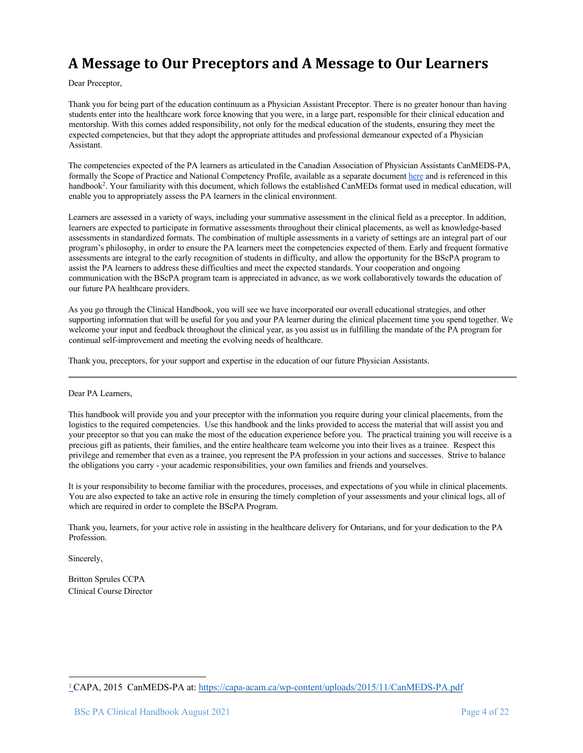# A Message to Our Preceptors and A Message to Our Learners

Dear Preceptor,

Thank you for being part of the education continuum as a Physician Assistant Preceptor. There is no greater honour than having students enter into the healthcare work force knowing that you were, in a large part, responsible for their clinical education and mentorship. With this comes added responsibility, not only for the medical education of the students, ensuring they meet the expected competencies, but that they adopt the appropriate attitudes and professional demeanour expected of a Physician Assistant.

The competencies expected of the PA learners as articulated in the Canadian Association of Physician Assistants CanMEDS-PA, formally the Scope of Practice and National Competency Profile, available as a separate document [here](https://capa-acam.ca/wp-content/uploads/2015/11/CanMEDS-PA.pdf) and is referenced in this handbook[2]. Your familiarity with this document, which follows the established CanMEDs format used in medical education, will enable you to appropriately assess the PA learners in the clinical environment.

Learners are assessed in a variety of ways, including your summative assessment in the clinical field as a preceptor. In addition, learners are expected to participate in formative assessments throughout their clinical placements, as well as knowledge-based assessments in standardized formats. The combination of multiple assessments in a variety of settings are an integral part of our program's philosophy, in order to ensure the PA learners meet the competencies expected of them. Early and frequent formative assessments are integral to the early recognition of students in difficulty, and allow the opportunity for the BScPA program to assist the PA learners to address these difficulties and meet the expected standards. Your cooperation and ongoing communication with the BScPA program team is appreciated in advance, as we work collaboratively towards the education of our future PA healthcare providers.

As you go through the Clinical Handbook, you will see we have incorporated our overall educational strategies, and other supporting information that will be useful for you and your PA learner during the clinical placement time you spend together. We welcome your input and feedback throughout the clinical year, as you assist us in fulfilling the mandate of the PA program for continual self-improvement and meeting the evolving needs of healthcare.

Thank you, preceptors, for your support and expertise in the education of our future Physician Assistants.

---

Dear PA Learners,

This handbook will provide you and your preceptor with the information you require during your clinical placements, from the logistics to the required competencies. Use this handbook and the links provided to access the material that will assist you and your preceptor so that you can make the most of the education experience before you. The practical training you will receive is a precious gift as patients, their families, and the entire healthcare team welcome you into their lives as a trainee. Respect this privilege and remember that even as a trainee, you represent the PA profession in your actions and successes. Strive to balance the obligations you carry - your academic responsibilities, your own families and friends and yourselves.

It is your responsibility to become familiar with the procedures, processes, and expectations of you while in clinical placements. You are also expected to take an active role in ensuring the timely completion of your assessments and your clinical logs, all of which are required in order to complete the BScPA Program.

Thank you, learners, for your active role in assisting in the healthcare delivery for Ontarians, and for your dedication to the PA Profession.

Sincerely,

Britton Sprules CCPA
Clinical Course Director

---

[2] CAPA, 2015 CanMEDS-PA at: https://capa-acam.ca/wp-content/uploads/2015/11/CanMEDS-PA.pdf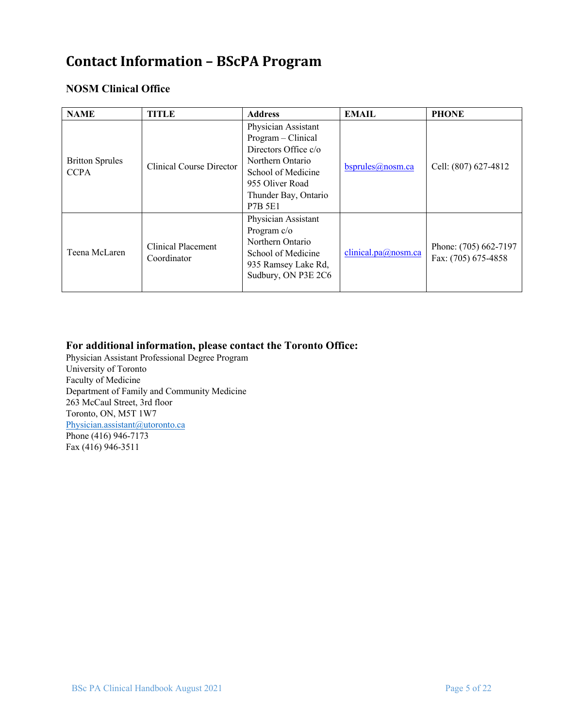# Contact Information – BScPA Program

### NOSM Clinical Office

| NAME | TITLE | Address | EMAIL | PHONE |
|---|---|---|---|---|
| Britton Sprules CCPA | Clinical Course Director | Physician Assistant Program – Clinical Directors Office c/o Northern Ontario School of Medicine 955 Oliver Road Thunder Bay, Ontario P7B 5E1 | bsprules@nosm.ca | Cell: (807) 627-4812 |
| Teena McLaren | Clinical Placement Coordinator | Physician Assistant Program c/o Northern Ontario School of Medicine 935 Ramsey Lake Rd, Sudbury, ON P3E 2C6 | clinical.pa@nosm.ca | Phone: (705) 662-7197 Fax: (705) 675-4858 |

### For additional information, please contact the Toronto Office:

Physician Assistant Professional Degree Program
University of Toronto
Faculty of Medicine
Department of Family and Community Medicine
263 McCaul Street, 3rd floor
Toronto, ON, M5T 1W7
Physician.assistant@utoronto.ca
Phone (416) 946-7173
Fax (416) 946-3511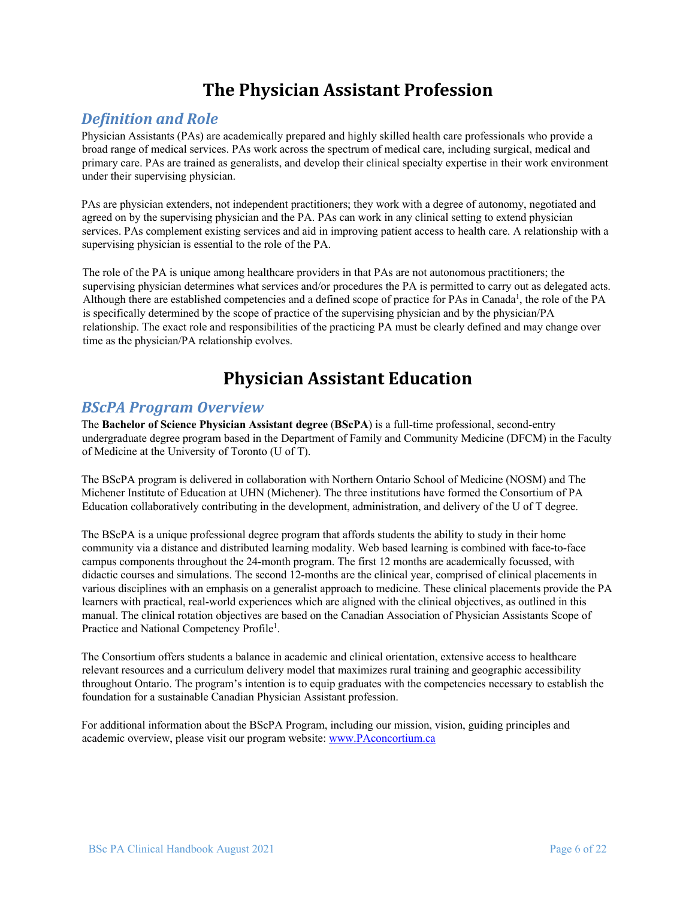# The Physician Assistant Profession

## *Definition and Role*

Physician Assistants (PAs) are academically prepared and highly skilled health care professionals who provide a broad range of medical services. PAs work across the spectrum of medical care, including surgical, medical and primary care. PAs are trained as generalists, and develop their clinical specialty expertise in their work environment under their supervising physician.

PAs are physician extenders, not independent practitioners; they work with a degree of autonomy, negotiated and agreed on by the supervising physician and the PA. PAs can work in any clinical setting to extend physician services. PAs complement existing services and aid in improving patient access to health care. A relationship with a supervising physician is essential to the role of the PA.

The role of the PA is unique among healthcare providers in that PAs are not autonomous practitioners; the supervising physician determines what services and/or procedures the PA is permitted to carry out as delegated acts. Although there are established competencies and a defined scope of practice for PAs in Canada[1], the role of the PA is specifically determined by the scope of practice of the supervising physician and by the physician/PA relationship. The exact role and responsibilities of the practicing PA must be clearly defined and may change over time as the physician/PA relationship evolves.

# Physician Assistant Education

## *BScPA Program Overview*

The **Bachelor of Science Physician Assistant degree** (**BScPA**) is a full-time professional, second-entry undergraduate degree program based in the Department of Family and Community Medicine (DFCM) in the Faculty of Medicine at the University of Toronto (U of T).

The BScPA program is delivered in collaboration with Northern Ontario School of Medicine (NOSM) and The Michener Institute of Education at UHN (Michener). The three institutions have formed the Consortium of PA Education collaboratively contributing in the development, administration, and delivery of the U of T degree.

The BScPA is a unique professional degree program that affords students the ability to study in their home community via a distance and distributed learning modality. Web based learning is combined with face-to-face campus components throughout the 24-month program. The first 12 months are academically focussed, with didactic courses and simulations. The second 12-months are the clinical year, comprised of clinical placements in various disciplines with an emphasis on a generalist approach to medicine. These clinical placements provide the PA learners with practical, real-world experiences which are aligned with the clinical objectives, as outlined in this manual. The clinical rotation objectives are based on the Canadian Association of Physician Assistants Scope of Practice and National Competency Profile[1].

The Consortium offers students a balance in academic and clinical orientation, extensive access to healthcare relevant resources and a curriculum delivery model that maximizes rural training and geographic accessibility throughout Ontario. The program's intention is to equip graduates with the competencies necessary to establish the foundation for a sustainable Canadian Physician Assistant profession.

For additional information about the BScPA Program, including our mission, vision, guiding principles and academic overview, please visit our program website: [www.PAconcortium.ca](http://www.PAconcortium.ca)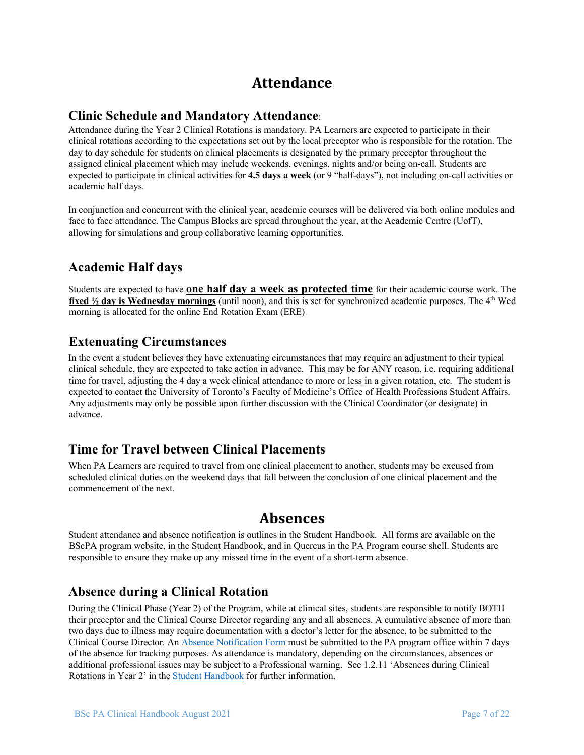# Attendance

## Clinic Schedule and Mandatory Attendance:

Attendance during the Year 2 Clinical Rotations is mandatory. PA Learners are expected to participate in their clinical rotations according to the expectations set out by the local preceptor who is responsible for the rotation. The day to day schedule for students on clinical placements is designated by the primary preceptor throughout the assigned clinical placement which may include weekends, evenings, nights and/or being on-call. Students are expected to participate in clinical activities for **4.5 days a week** (or 9 "half-days"), <u>not including</u> on-call activities or academic half days.

In conjunction and concurrent with the clinical year, academic courses will be delivered via both online modules and face to face attendance. The Campus Blocks are spread throughout the year, at the Academic Centre (UofT), allowing for simulations and group collaborative learning opportunities.

## Academic Half days

Students are expected to have **<u>one half day a week as protected time</u>** for their academic course work. The **<u>fixed ½ day is Wednesday mornings</u>** (until noon), and this is set for synchronized academic purposes. The 4th Wed morning is allocated for the online End Rotation Exam (ERE).

## Extenuating Circumstances

In the event a student believes they have extenuating circumstances that may require an adjustment to their typical clinical schedule, they are expected to take action in advance. This may be for ANY reason, i.e. requiring additional time for travel, adjusting the 4 day a week clinical attendance to more or less in a given rotation, etc. The student is expected to contact the University of Toronto's Faculty of Medicine's Office of Health Professions Student Affairs. Any adjustments may only be possible upon further discussion with the Clinical Coordinator (or designate) in advance.

## Time for Travel between Clinical Placements

When PA Learners are required to travel from one clinical placement to another, students may be excused from scheduled clinical duties on the weekend days that fall between the conclusion of one clinical placement and the commencement of the next.

# Absences

Student attendance and absence notification is outlines in the Student Handbook. All forms are available on the BScPA program website, in the Student Handbook, and in Quercus in the PA Program course shell. Students are responsible to ensure they make up any missed time in the event of a short-term absence.

## Absence during a Clinical Rotation

During the Clinical Phase (Year 2) of the Program, while at clinical sites, students are responsible to notify BOTH their preceptor and the Clinical Course Director regarding any and all absences. A cumulative absence of more than two days due to illness may require documentation with a doctor's letter for the absence, to be submitted to the Clinical Course Director. An Absence Notification Form must be submitted to the PA program office within 7 days of the absence for tracking purposes. As attendance is mandatory, depending on the circumstances, absences or additional professional issues may be subject to a Professional warning. See 1.2.11 'Absences during Clinical Rotations in Year 2' in the Student Handbook for further information.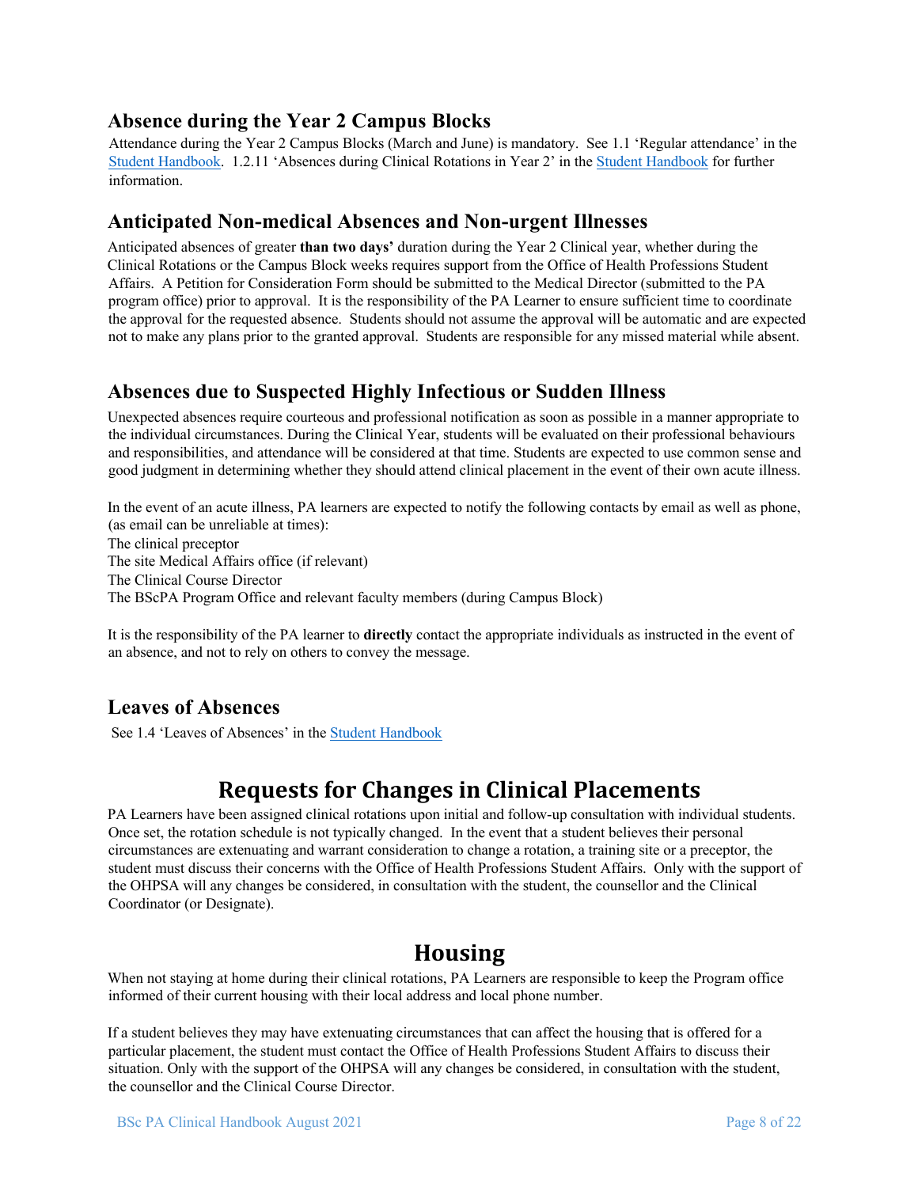### Absence during the Year 2 Campus Blocks

Attendance during the Year 2 Campus Blocks (March and June) is mandatory. See 1.1 'Regular attendance' in the Student Handbook. 1.2.11 'Absences during Clinical Rotations in Year 2' in the Student Handbook for further information.

### Anticipated Non-medical Absences and Non-urgent Illnesses

Anticipated absences of greater **than two days'** duration during the Year 2 Clinical year, whether during the Clinical Rotations or the Campus Block weeks requires support from the Office of Health Professions Student Affairs. A Petition for Consideration Form should be submitted to the Medical Director (submitted to the PA program office) prior to approval. It is the responsibility of the PA Learner to ensure sufficient time to coordinate the approval for the requested absence. Students should not assume the approval will be automatic and are expected not to make any plans prior to the granted approval. Students are responsible for any missed material while absent.

### Absences due to Suspected Highly Infectious or Sudden Illness

Unexpected absences require courteous and professional notification as soon as possible in a manner appropriate to the individual circumstances. During the Clinical Year, students will be evaluated on their professional behaviours and responsibilities, and attendance will be considered at that time. Students are expected to use common sense and good judgment in determining whether they should attend clinical placement in the event of their own acute illness.

In the event of an acute illness, PA learners are expected to notify the following contacts by email as well as phone, (as email can be unreliable at times):
The clinical preceptor
The site Medical Affairs office (if relevant)
The Clinical Course Director
The BScPA Program Office and relevant faculty members (during Campus Block)

It is the responsibility of the PA learner to **directly** contact the appropriate individuals as instructed in the event of an absence, and not to rely on others to convey the message.

### Leaves of Absences

See 1.4 'Leaves of Absences' in the Student Handbook

## Requests for Changes in Clinical Placements

PA Learners have been assigned clinical rotations upon initial and follow-up consultation with individual students. Once set, the rotation schedule is not typically changed. In the event that a student believes their personal circumstances are extenuating and warrant consideration to change a rotation, a training site or a preceptor, the student must discuss their concerns with the Office of Health Professions Student Affairs. Only with the support of the OHPSA will any changes be considered, in consultation with the student, the counsellor and the Clinical Coordinator (or Designate).

## Housing

When not staying at home during their clinical rotations, PA Learners are responsible to keep the Program office informed of their current housing with their local address and local phone number.

If a student believes they may have extenuating circumstances that can affect the housing that is offered for a particular placement, the student must contact the Office of Health Professions Student Affairs to discuss their situation. Only with the support of the OHPSA will any changes be considered, in consultation with the student, the counsellor and the Clinical Course Director.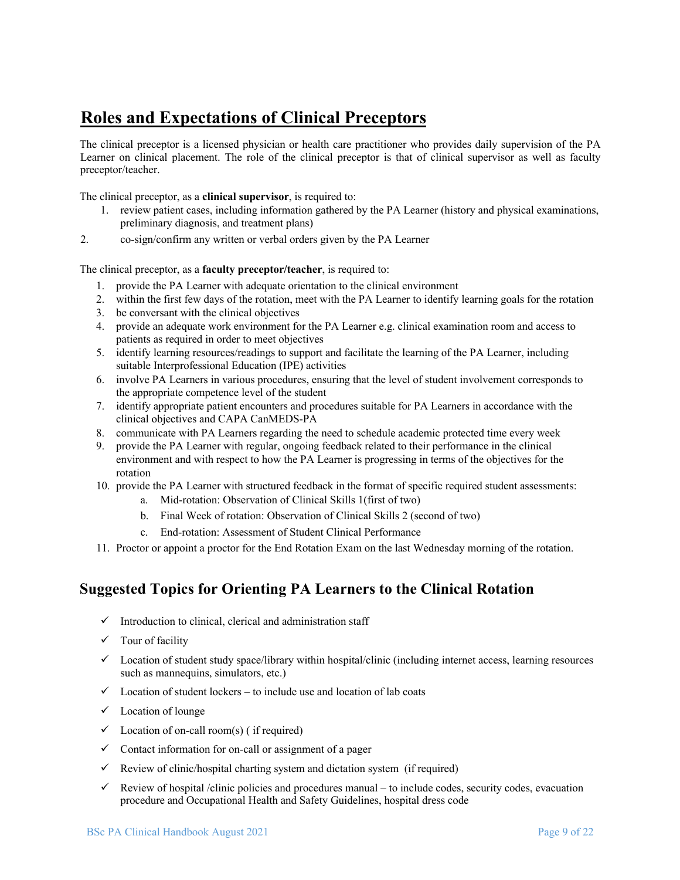# Roles and Expectations of Clinical Preceptors

The clinical preceptor is a licensed physician or health care practitioner who provides daily supervision of the PA Learner on clinical placement. The role of the clinical preceptor is that of clinical supervisor as well as faculty preceptor/teacher.

The clinical preceptor, as a **clinical supervisor**, is required to:

1. review patient cases, including information gathered by the PA Learner (history and physical examinations, preliminary diagnosis, and treatment plans)
2. co-sign/confirm any written or verbal orders given by the PA Learner

The clinical preceptor, as a **faculty preceptor/teacher**, is required to:

1. provide the PA Learner with adequate orientation to the clinical environment
2. within the first few days of the rotation, meet with the PA Learner to identify learning goals for the rotation
3. be conversant with the clinical objectives
4. provide an adequate work environment for the PA Learner e.g. clinical examination room and access to patients as required in order to meet objectives
5. identify learning resources/readings to support and facilitate the learning of the PA Learner, including suitable Interprofessional Education (IPE) activities
6. involve PA Learners in various procedures, ensuring that the level of student involvement corresponds to the appropriate competence level of the student
7. identify appropriate patient encounters and procedures suitable for PA Learners in accordance with the clinical objectives and CAPA CanMEDS-PA
8. communicate with PA Learners regarding the need to schedule academic protected time every week
9. provide the PA Learner with regular, ongoing feedback related to their performance in the clinical environment and with respect to how the PA Learner is progressing in terms of the objectives for the rotation
10. provide the PA Learner with structured feedback in the format of specific required student assessments:
    a. Mid-rotation: Observation of Clinical Skills 1(first of two)
    b. Final Week of rotation: Observation of Clinical Skills 2 (second of two)
    c. End-rotation: Assessment of Student Clinical Performance
11. Proctor or appoint a proctor for the End Rotation Exam on the last Wednesday morning of the rotation.

## Suggested Topics for Orienting PA Learners to the Clinical Rotation

- ✓ Introduction to clinical, clerical and administration staff
- ✓ Tour of facility
- ✓ Location of student study space/library within hospital/clinic (including internet access, learning resources such as mannequins, simulators, etc.)
- ✓ Location of student lockers – to include use and location of lab coats
- ✓ Location of lounge
- ✓ Location of on-call room(s) ( if required)
- ✓ Contact information for on-call or assignment of a pager
- ✓ Review of clinic/hospital charting system and dictation system (if required)
- ✓ Review of hospital /clinic policies and procedures manual – to include codes, security codes, evacuation procedure and Occupational Health and Safety Guidelines, hospital dress code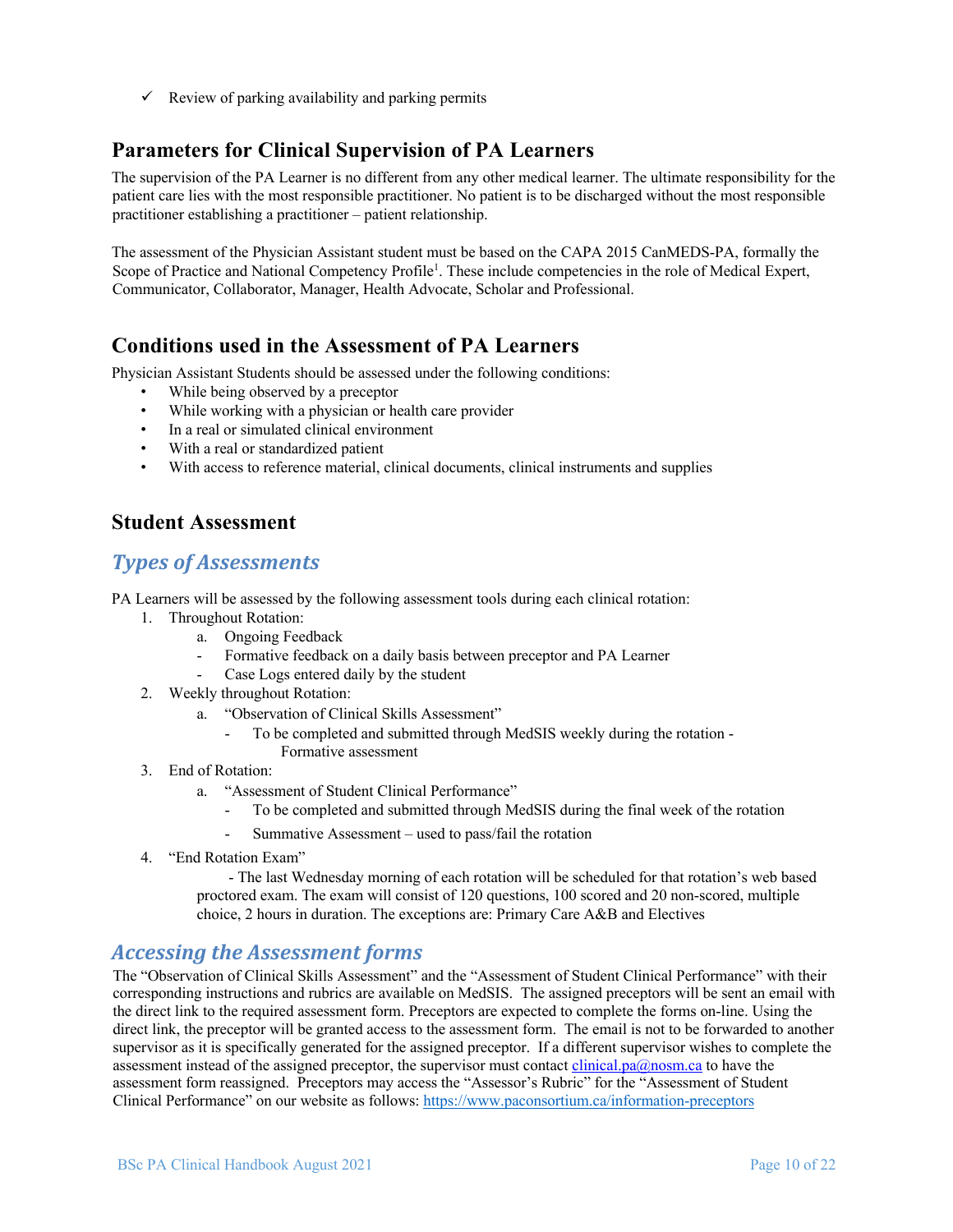- ✓ Review of parking availability and parking permits

## Parameters for Clinical Supervision of PA Learners

The supervision of the PA Learner is no different from any other medical learner. The ultimate responsibility for the patient care lies with the most responsible practitioner. No patient is to be discharged without the most responsible practitioner establishing a practitioner – patient relationship.

The assessment of the Physician Assistant student must be based on the CAPA 2015 CanMEDS-PA, formally the Scope of Practice and National Competency Profile[1]. These include competencies in the role of Medical Expert, Communicator, Collaborator, Manager, Health Advocate, Scholar and Professional.

## Conditions used in the Assessment of PA Learners

Physician Assistant Students should be assessed under the following conditions:

- While being observed by a preceptor
- While working with a physician or health care provider
- In a real or simulated clinical environment
- With a real or standardized patient
- With access to reference material, clinical documents, clinical instruments and supplies

## Student Assessment

### *Types of Assessments*

PA Learners will be assessed by the following assessment tools during each clinical rotation:

1. Throughout Rotation:
   a. Ongoing Feedback
   - Formative feedback on a daily basis between preceptor and PA Learner
   - Case Logs entered daily by the student
2. Weekly throughout Rotation:
   a. "Observation of Clinical Skills Assessment"
      - To be completed and submitted through MedSIS weekly during the rotation - Formative assessment
3. End of Rotation:
   a. "Assessment of Student Clinical Performance"
      - To be completed and submitted through MedSIS during the final week of the rotation
      - Summative Assessment – used to pass/fail the rotation
4. "End Rotation Exam"
   - The last Wednesday morning of each rotation will be scheduled for that rotation's web based proctored exam. The exam will consist of 120 questions, 100 scored and 20 non-scored, multiple choice, 2 hours in duration. The exceptions are: Primary Care A&B and Electives

### *Accessing the Assessment forms*

The "Observation of Clinical Skills Assessment" and the "Assessment of Student Clinical Performance" with their corresponding instructions and rubrics are available on MedSIS. The assigned preceptors will be sent an email with the direct link to the required assessment form. Preceptors are expected to complete the forms on-line. Using the direct link, the preceptor will be granted access to the assessment form. The email is not to be forwarded to another supervisor as it is specifically generated for the assigned preceptor. If a different supervisor wishes to complete the assessment instead of the assigned preceptor, the supervisor must contact clinical.pa@nosm.ca to have the assessment form reassigned. Preceptors may access the "Assessor's Rubric" for the "Assessment of Student Clinical Performance" on our website as follows: https://www.paconsortium.ca/information-preceptors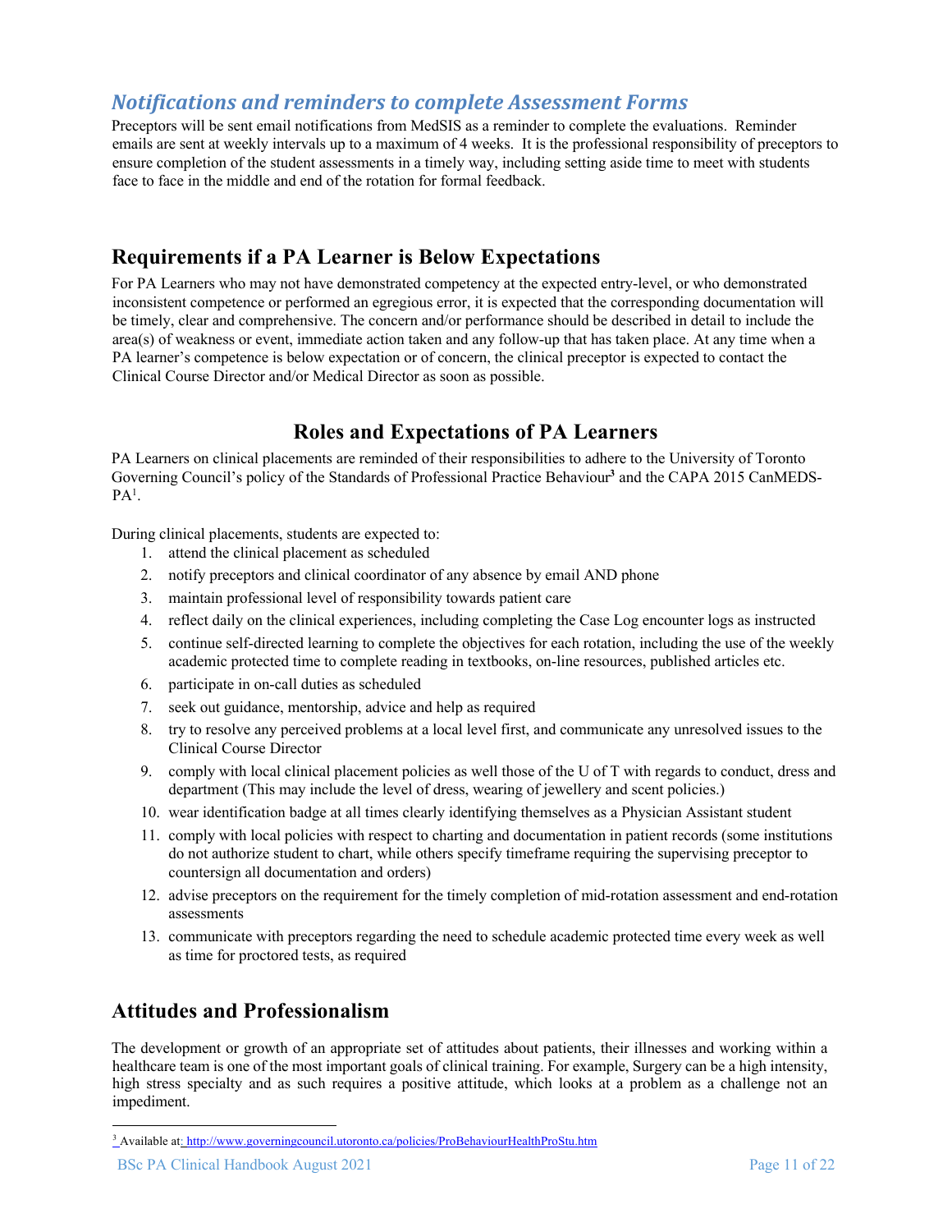## *Notifications and reminders to complete Assessment Forms*

Preceptors will be sent email notifications from MedSIS as a reminder to complete the evaluations. Reminder emails are sent at weekly intervals up to a maximum of 4 weeks. It is the professional responsibility of preceptors to ensure completion of the student assessments in a timely way, including setting aside time to meet with students face to face in the middle and end of the rotation for formal feedback.

## Requirements if a PA Learner is Below Expectations

For PA Learners who may not have demonstrated competency at the expected entry-level, or who demonstrated inconsistent competence or performed an egregious error, it is expected that the corresponding documentation will be timely, clear and comprehensive. The concern and/or performance should be described in detail to include the area(s) of weakness or event, immediate action taken and any follow-up that has taken place. At any time when a PA learner's competence is below expectation or of concern, the clinical preceptor is expected to contact the Clinical Course Director and/or Medical Director as soon as possible.

## Roles and Expectations of PA Learners

PA Learners on clinical placements are reminded of their responsibilities to adhere to the University of Toronto Governing Council's policy of the Standards of Professional Practice Behaviour[3] and the CAPA 2015 CanMEDS-PA[1].

During clinical placements, students are expected to:

1. attend the clinical placement as scheduled
2. notify preceptors and clinical coordinator of any absence by email AND phone
3. maintain professional level of responsibility towards patient care
4. reflect daily on the clinical experiences, including completing the Case Log encounter logs as instructed
5. continue self-directed learning to complete the objectives for each rotation, including the use of the weekly academic protected time to complete reading in textbooks, on-line resources, published articles etc.
6. participate in on-call duties as scheduled
7. seek out guidance, mentorship, advice and help as required
8. try to resolve any perceived problems at a local level first, and communicate any unresolved issues to the Clinical Course Director
9. comply with local clinical placement policies as well those of the U of T with regards to conduct, dress and department (This may include the level of dress, wearing of jewellery and scent policies.)
10. wear identification badge at all times clearly identifying themselves as a Physician Assistant student
11. comply with local policies with respect to charting and documentation in patient records (some institutions do not authorize student to chart, while others specify timeframe requiring the supervising preceptor to countersign all documentation and orders)
12. advise preceptors on the requirement for the timely completion of mid-rotation assessment and end-rotation assessments
13. communicate with preceptors regarding the need to schedule academic protected time every week as well as time for proctored tests, as required

## Attitudes and Professionalism

The development or growth of an appropriate set of attitudes about patients, their illnesses and working within a healthcare team is one of the most important goals of clinical training. For example, Surgery can be a high intensity, high stress specialty and as such requires a positive attitude, which looks at a problem as a challenge not an impediment.

[3] Available at: http://www.governingcouncil.utoronto.ca/policies/ProBehaviourHealthProStu.htm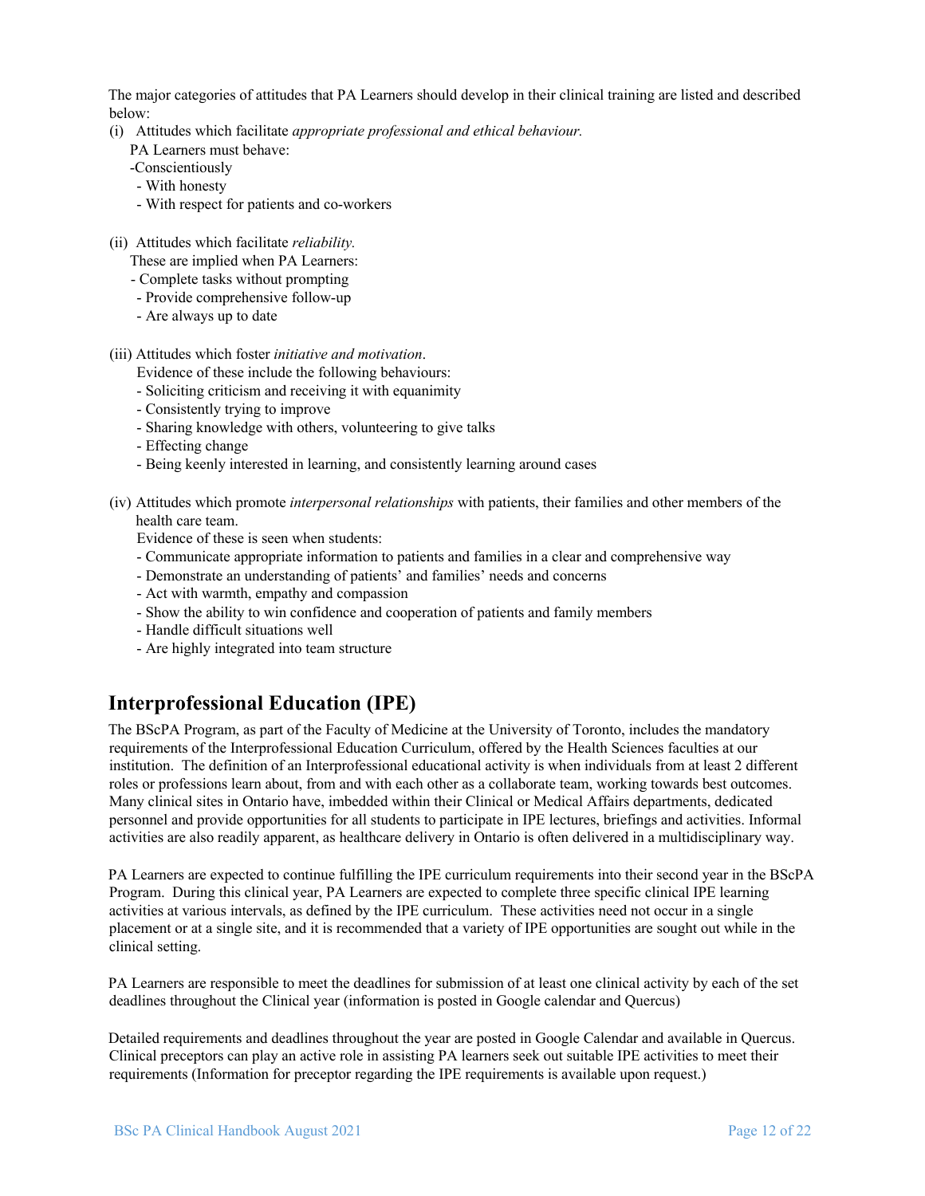The major categories of attitudes that PA Learners should develop in their clinical training are listed and described below:

(i) Attitudes which facilitate *appropriate professional and ethical behaviour.*

PA Learners must behave:
- Conscientiously
- With honesty
- With respect for patients and co-workers

(ii) Attitudes which facilitate *reliability.*

These are implied when PA Learners:
- Complete tasks without prompting
- Provide comprehensive follow-up
- Are always up to date

(iii) Attitudes which foster *initiative and motivation*.

Evidence of these include the following behaviours:
- Soliciting criticism and receiving it with equanimity
- Consistently trying to improve
- Sharing knowledge with others, volunteering to give talks
- Effecting change
- Being keenly interested in learning, and consistently learning around cases

(iv) Attitudes which promote *interpersonal relationships* with patients, their families and other members of the health care team.

Evidence of these is seen when students:
- Communicate appropriate information to patients and families in a clear and comprehensive way
- Demonstrate an understanding of patients' and families' needs and concerns
- Act with warmth, empathy and compassion
- Show the ability to win confidence and cooperation of patients and family members
- Handle difficult situations well
- Are highly integrated into team structure

## Interprofessional Education (IPE)

The BScPA Program, as part of the Faculty of Medicine at the University of Toronto, includes the mandatory requirements of the Interprofessional Education Curriculum, offered by the Health Sciences faculties at our institution. The definition of an Interprofessional educational activity is when individuals from at least 2 different roles or professions learn about, from and with each other as a collaborate team, working towards best outcomes. Many clinical sites in Ontario have, imbedded within their Clinical or Medical Affairs departments, dedicated personnel and provide opportunities for all students to participate in IPE lectures, briefings and activities. Informal activities are also readily apparent, as healthcare delivery in Ontario is often delivered in a multidisciplinary way.

PA Learners are expected to continue fulfilling the IPE curriculum requirements into their second year in the BScPA Program. During this clinical year, PA Learners are expected to complete three specific clinical IPE learning activities at various intervals, as defined by the IPE curriculum. These activities need not occur in a single placement or at a single site, and it is recommended that a variety of IPE opportunities are sought out while in the clinical setting.

PA Learners are responsible to meet the deadlines for submission of at least one clinical activity by each of the set deadlines throughout the Clinical year (information is posted in Google calendar and Quercus)

Detailed requirements and deadlines throughout the year are posted in Google Calendar and available in Quercus. Clinical preceptors can play an active role in assisting PA learners seek out suitable IPE activities to meet their requirements (Information for preceptor regarding the IPE requirements is available upon request.)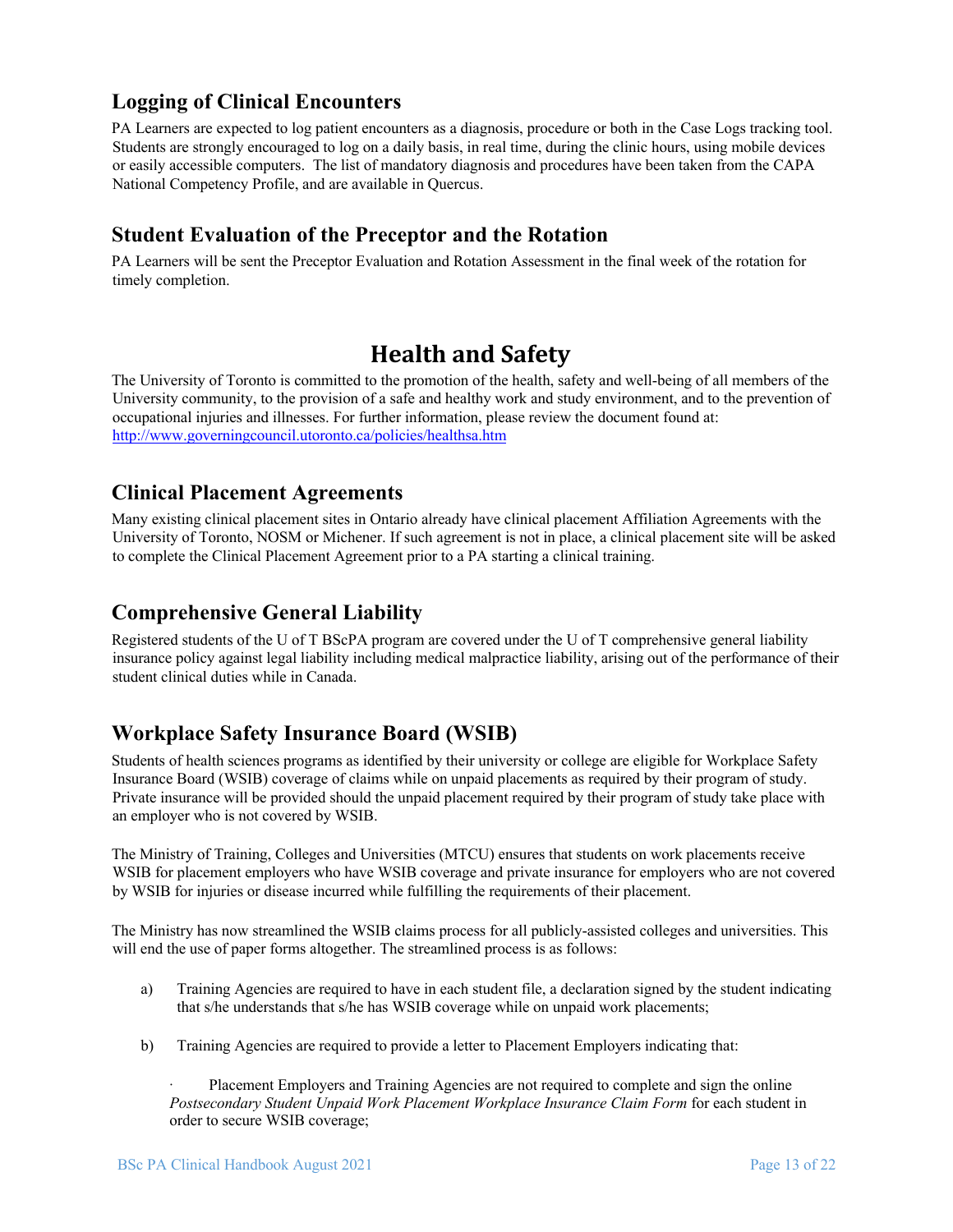## Logging of Clinical Encounters

PA Learners are expected to log patient encounters as a diagnosis, procedure or both in the Case Logs tracking tool. Students are strongly encouraged to log on a daily basis, in real time, during the clinic hours, using mobile devices or easily accessible computers. The list of mandatory diagnosis and procedures have been taken from the CAPA National Competency Profile, and are available in Quercus.

## Student Evaluation of the Preceptor and the Rotation

PA Learners will be sent the Preceptor Evaluation and Rotation Assessment in the final week of the rotation for timely completion.

# Health and Safety

The University of Toronto is committed to the promotion of the health, safety and well-being of all members of the University community, to the provision of a safe and healthy work and study environment, and to the prevention of occupational injuries and illnesses. For further information, please review the document found at: [http://www.governingcouncil.utoronto.ca/policies/healthsa.htm](http://www.governingcouncil.utoronto.ca/policies/healthsa.htm)

## Clinical Placement Agreements

Many existing clinical placement sites in Ontario already have clinical placement Affiliation Agreements with the University of Toronto, NOSM or Michener. If such agreement is not in place, a clinical placement site will be asked to complete the Clinical Placement Agreement prior to a PA starting a clinical training.

## Comprehensive General Liability

Registered students of the U of T BScPA program are covered under the U of T comprehensive general liability insurance policy against legal liability including medical malpractice liability, arising out of the performance of their student clinical duties while in Canada.

## Workplace Safety Insurance Board (WSIB)

Students of health sciences programs as identified by their university or college are eligible for Workplace Safety Insurance Board (WSIB) coverage of claims while on unpaid placements as required by their program of study. Private insurance will be provided should the unpaid placement required by their program of study take place with an employer who is not covered by WSIB.

The Ministry of Training, Colleges and Universities (MTCU) ensures that students on work placements receive WSIB for placement employers who have WSIB coverage and private insurance for employers who are not covered by WSIB for injuries or disease incurred while fulfilling the requirements of their placement.

The Ministry has now streamlined the WSIB claims process for all publicly-assisted colleges and universities. This will end the use of paper forms altogether. The streamlined process is as follows:

a) Training Agencies are required to have in each student file, a declaration signed by the student indicating that s/he understands that s/he has WSIB coverage while on unpaid work placements;

b) Training Agencies are required to provide a letter to Placement Employers indicating that:

- Placement Employers and Training Agencies are not required to complete and sign the online *Postsecondary Student Unpaid Work Placement Workplace Insurance Claim Form* for each student in order to secure WSIB coverage;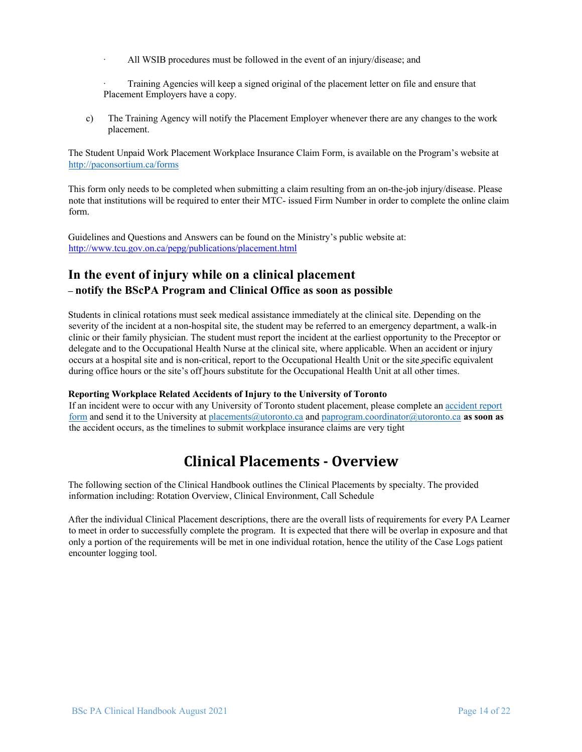- All WSIB procedures must be followed in the event of an injury/disease; and

- Training Agencies will keep a signed original of the placement letter on file and ensure that Placement Employers have a copy.

c) The Training Agency will notify the Placement Employer whenever there are any changes to the work placement.

The Student Unpaid Work Placement Workplace Insurance Claim Form, is available on the Program's website at http://paconsortium.ca/forms

This form only needs to be completed when submitting a claim resulting from an on-the-job injury/disease. Please note that institutions will be required to enter their MTC- issued Firm Number in order to complete the online claim form.

Guidelines and Questions and Answers can be found on the Ministry's public website at: http://www.tcu.gov.on.ca/pepg/publications/placement.html

## In the event of injury while on a clinical placement

### – notify the BScPA Program and Clinical Office as soon as possible

Students in clinical rotations must seek medical assistance immediately at the clinical site. Depending on the severity of the incident at a non-hospital site, the student may be referred to an emergency department, a walk-in clinic or their family physician. The student must report the incident at the earliest opportunity to the Preceptor or delegate and to the Occupational Health Nurse at the clinical site, where applicable. When an accident or injury occurs at a hospital site and is non-critical, report to the Occupational Health Unit or the site specific equivalent during office hours or the site's off hours substitute for the Occupational Health Unit at all other times.

**Reporting Workplace Related Accidents of Injury to the University of Toronto**

If an incident were to occur with any University of Toronto student placement, please complete an accident report form and send it to the University at placements@utoronto.ca and paprogram.coordinator@utoronto.ca **as soon as** the accident occurs, as the timelines to submit workplace insurance claims are very tight

# Clinical Placements - Overview

The following section of the Clinical Handbook outlines the Clinical Placements by specialty. The provided information including: Rotation Overview, Clinical Environment, Call Schedule

After the individual Clinical Placement descriptions, there are the overall lists of requirements for every PA Learner to meet in order to successfully complete the program. It is expected that there will be overlap in exposure and that only a portion of the requirements will be met in one individual rotation, hence the utility of the Case Logs patient encounter logging tool.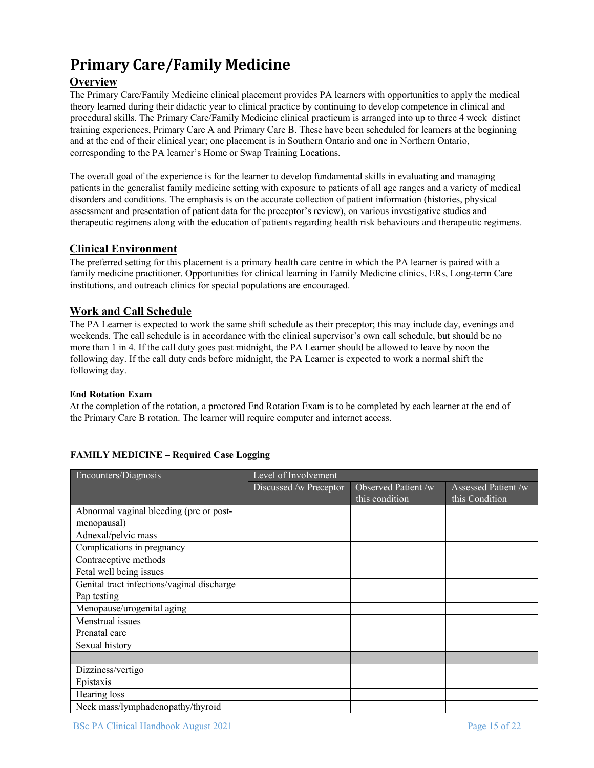# Primary Care/Family Medicine

## Overview

The Primary Care/Family Medicine clinical placement provides PA learners with opportunities to apply the medical theory learned during their didactic year to clinical practice by continuing to develop competence in clinical and procedural skills. The Primary Care/Family Medicine clinical practicum is arranged into up to three 4 week distinct training experiences, Primary Care A and Primary Care B. These have been scheduled for learners at the beginning and at the end of their clinical year; one placement is in Southern Ontario and one in Northern Ontario, corresponding to the PA learner's Home or Swap Training Locations.

The overall goal of the experience is for the learner to develop fundamental skills in evaluating and managing patients in the generalist family medicine setting with exposure to patients of all age ranges and a variety of medical disorders and conditions. The emphasis is on the accurate collection of patient information (histories, physical assessment and presentation of patient data for the preceptor's review), on various investigative studies and therapeutic regimens along with the education of patients regarding health risk behaviours and therapeutic regimens.

## Clinical Environment

The preferred setting for this placement is a primary health care centre in which the PA learner is paired with a family medicine practitioner. Opportunities for clinical learning in Family Medicine clinics, ERs, Long-term Care institutions, and outreach clinics for special populations are encouraged.

## Work and Call Schedule

The PA Learner is expected to work the same shift schedule as their preceptor; this may include day, evenings and weekends. The call schedule is in accordance with the clinical supervisor's own call schedule, but should be no more than 1 in 4. If the call duty goes past midnight, the PA Learner should be allowed to leave by noon the following day. If the call duty ends before midnight, the PA Learner is expected to work a normal shift the following day.

### End Rotation Exam

At the completion of the rotation, a proctored End Rotation Exam is to be completed by each learner at the end of the Primary Care B rotation. The learner will require computer and internet access.

**FAMILY MEDICINE – Required Case Logging**

| Encounters/Diagnosis | Level of Involvement | | |
|---|---|---|---|
| | Discussed /w Preceptor | Observed Patient /w this condition | Assessed Patient /w this Condition |
| Abnormal vaginal bleeding (pre or post-menopausal) | | | |
| Adnexal/pelvic mass | | | |
| Complications in pregnancy | | | |
| Contraceptive methods | | | |
| Fetal well being issues | | | |
| Genital tract infections/vaginal discharge | | | |
| Pap testing | | | |
| Menopause/urogenital aging | | | |
| Menstrual issues | | | |
| Prenatal care | | | |
| Sexual history | | | |
| | | | |
| Dizziness/vertigo | | | |
| Epistaxis | | | |
| Hearing loss | | | |
| Neck mass/lymphadenopathy/thyroid | | | |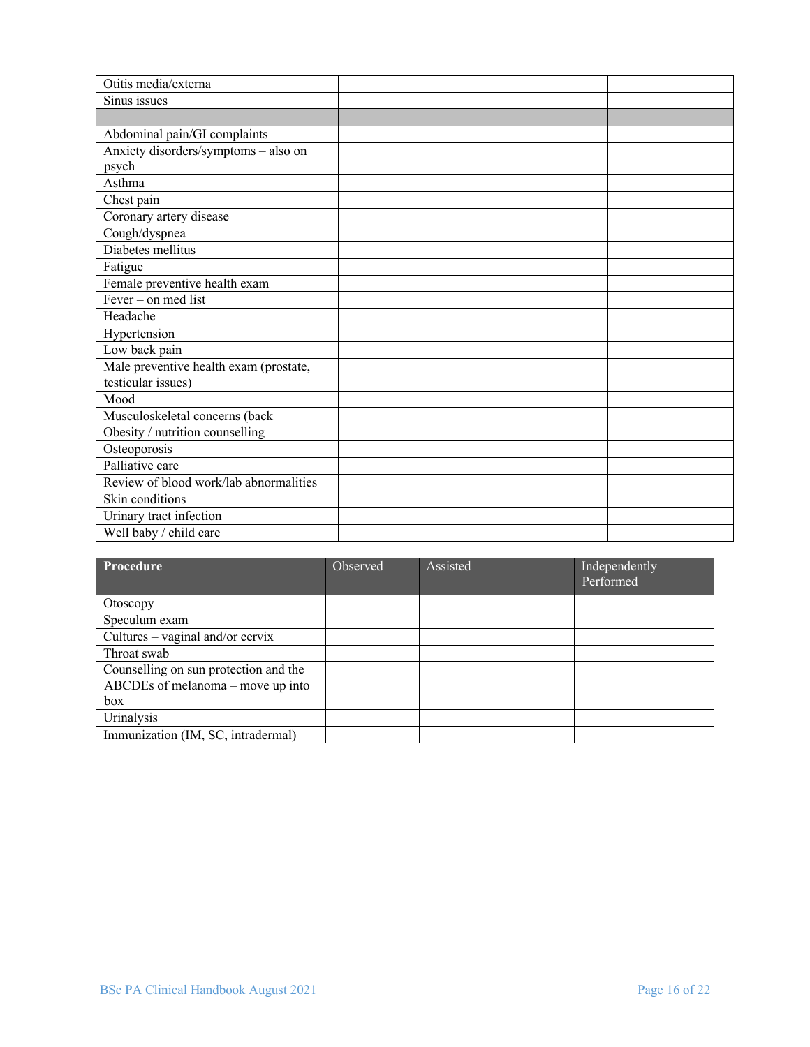| | | | |
|---|---|---|---|
| Otitis media/externa | | | |
| Sinus issues | | | |
| | | | |
| Abdominal pain/GI complaints | | | |
| Anxiety disorders/symptoms – also on psych | | | |
| Asthma | | | |
| Chest pain | | | |
| Coronary artery disease | | | |
| Cough/dyspnea | | | |
| Diabetes mellitus | | | |
| Fatigue | | | |
| Female preventive health exam | | | |
| Fever – on med list | | | |
| Headache | | | |
| Hypertension | | | |
| Low back pain | | | |
| Male preventive health exam (prostate, testicular issues) | | | |
| Mood | | | |
| Musculoskeletal concerns (back | | | |
| Obesity / nutrition counselling | | | |
| Osteoporosis | | | |
| Palliative care | | | |
| Review of blood work/lab abnormalities | | | |
| Skin conditions | | | |
| Urinary tract infection | | | |
| Well baby / child care | | | |

| **Procedure** | Observed | Assisted | Independently Performed |
|---|---|---|---|
| Otoscopy | | | |
| Speculum exam | | | |
| Cultures – vaginal and/or cervix | | | |
| Throat swab | | | |
| Counselling on sun protection and the ABCDEs of melanoma – move up into box | | | |
| Urinalysis | | | |
| Immunization (IM, SC, intradermal) | | | |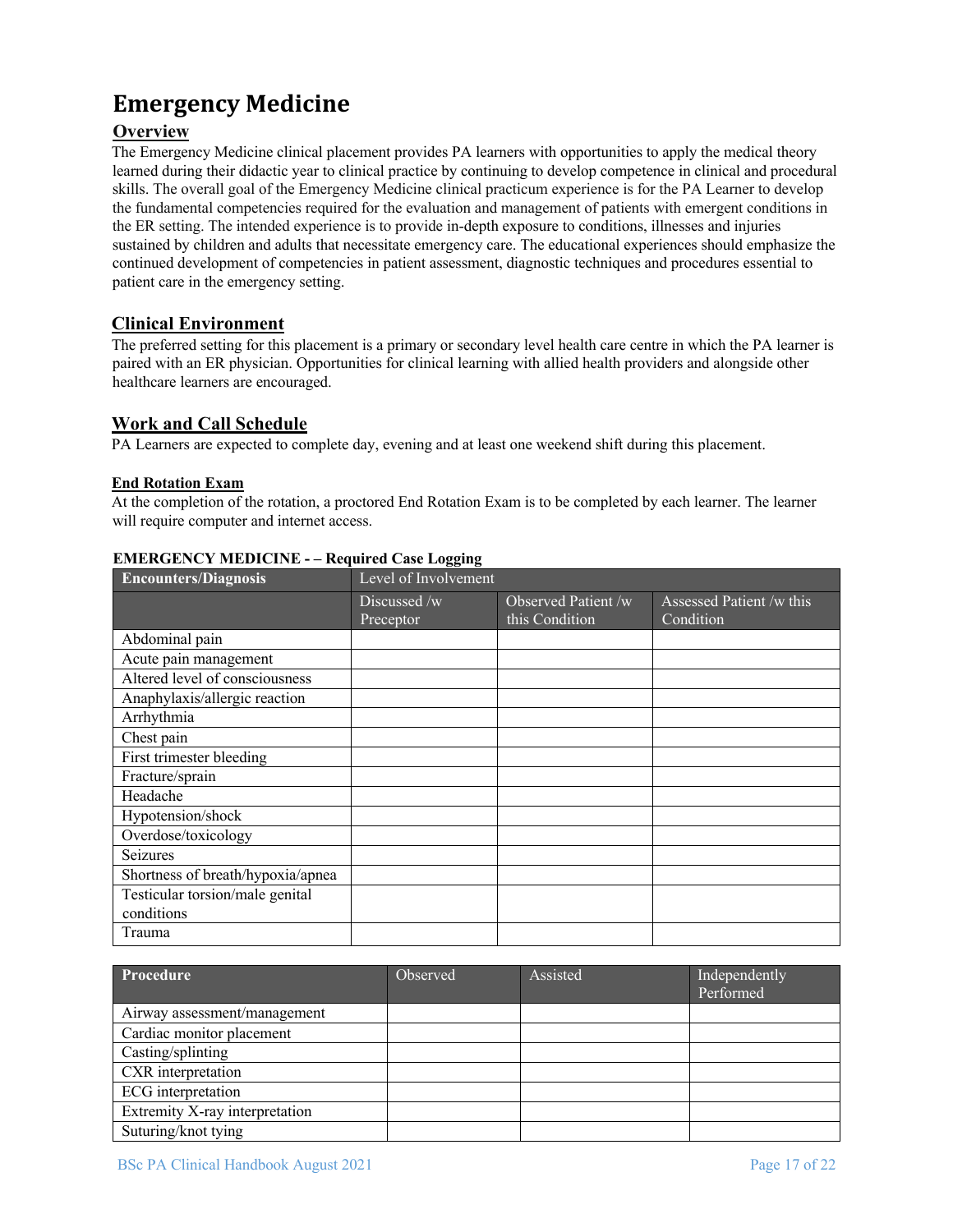# Emergency Medicine

## Overview

The Emergency Medicine clinical placement provides PA learners with opportunities to apply the medical theory learned during their didactic year to clinical practice by continuing to develop competence in clinical and procedural skills. The overall goal of the Emergency Medicine clinical practicum experience is for the PA Learner to develop the fundamental competencies required for the evaluation and management of patients with emergent conditions in the ER setting. The intended experience is to provide in-depth exposure to conditions, illnesses and injuries sustained by children and adults that necessitate emergency care. The educational experiences should emphasize the continued development of competencies in patient assessment, diagnostic techniques and procedures essential to patient care in the emergency setting.

## Clinical Environment

The preferred setting for this placement is a primary or secondary level health care centre in which the PA learner is paired with an ER physician. Opportunities for clinical learning with allied health providers and alongside other healthcare learners are encouraged.

## Work and Call Schedule

PA Learners are expected to complete day, evening and at least one weekend shift during this placement.

### End Rotation Exam

At the completion of the rotation, a proctored End Rotation Exam is to be completed by each learner. The learner will require computer and internet access.

**EMERGENCY MEDICINE - – Required Case Logging**

| Encounters/Diagnosis | Level of Involvement | | |
|---|---|---|---|
| | Discussed /w Preceptor | Observed Patient /w this Condition | Assessed Patient /w this Condition |
| Abdominal pain | | | |
| Acute pain management | | | |
| Altered level of consciousness | | | |
| Anaphylaxis/allergic reaction | | | |
| Arrhythmia | | | |
| Chest pain | | | |
| First trimester bleeding | | | |
| Fracture/sprain | | | |
| Headache | | | |
| Hypotension/shock | | | |
| Overdose/toxicology | | | |
| Seizures | | | |
| Shortness of breath/hypoxia/apnea | | | |
| Testicular torsion/male genital conditions | | | |
| Trauma | | | |

| Procedure | Observed | Assisted | Independently Performed |
|---|---|---|---|
| Airway assessment/management | | | |
| Cardiac monitor placement | | | |
| Casting/splinting | | | |
| CXR interpretation | | | |
| ECG interpretation | | | |
| Extremity X-ray interpretation | | | |
| Suturing/knot tying | | | |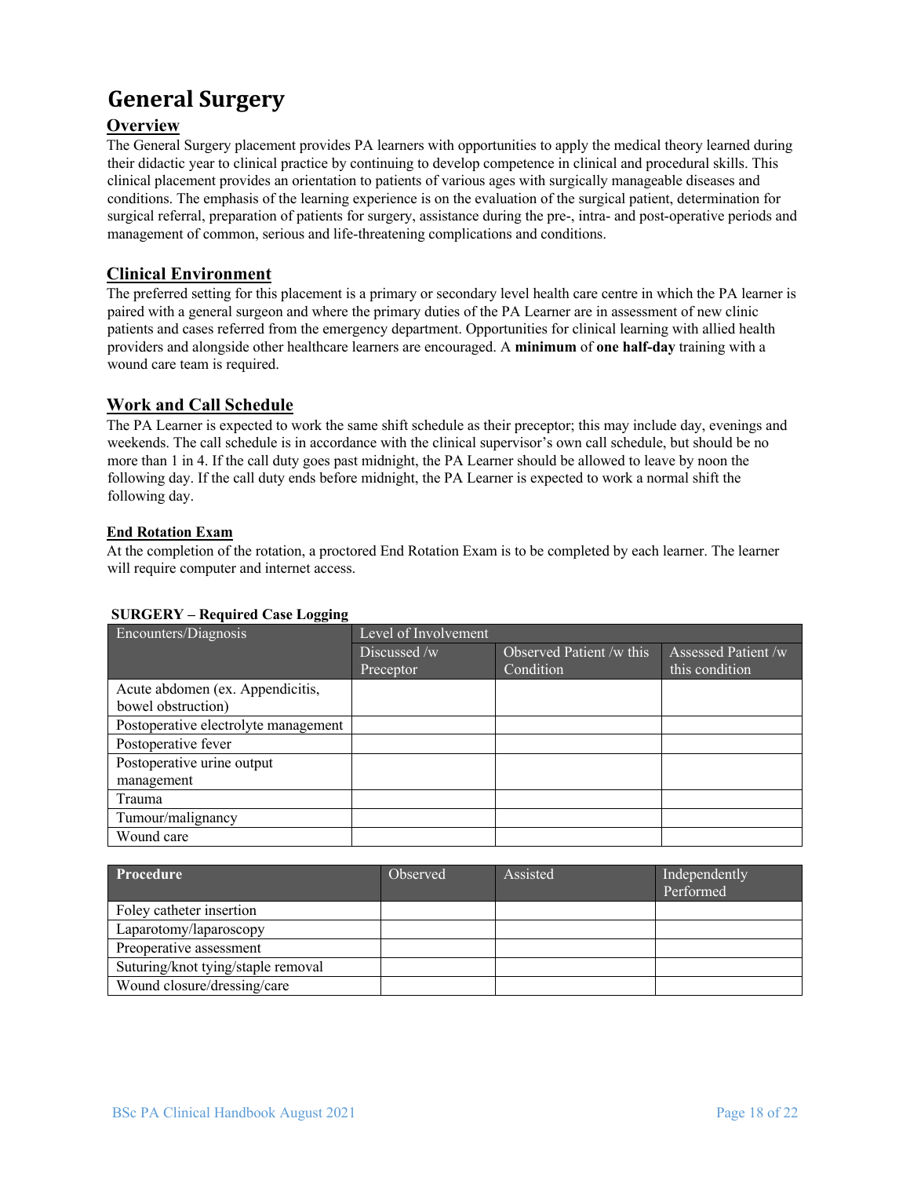# General Surgery

## Overview

The General Surgery placement provides PA learners with opportunities to apply the medical theory learned during their didactic year to clinical practice by continuing to develop competence in clinical and procedural skills. This clinical placement provides an orientation to patients of various ages with surgically manageable diseases and conditions. The emphasis of the learning experience is on the evaluation of the surgical patient, determination for surgical referral, preparation of patients for surgery, assistance during the pre-, intra- and post-operative periods and management of common, serious and life-threatening complications and conditions.

## Clinical Environment

The preferred setting for this placement is a primary or secondary level health care centre in which the PA learner is paired with a general surgeon and where the primary duties of the PA Learner are in assessment of new clinic patients and cases referred from the emergency department. Opportunities for clinical learning with allied health providers and alongside other healthcare learners are encouraged. A **minimum** of **one half-day** training with a wound care team is required.

## Work and Call Schedule

The PA Learner is expected to work the same shift schedule as their preceptor; this may include day, evenings and weekends. The call schedule is in accordance with the clinical supervisor's own call schedule, but should be no more than 1 in 4. If the call duty goes past midnight, the PA Learner should be allowed to leave by noon the following day. If the call duty ends before midnight, the PA Learner is expected to work a normal shift the following day.

### End Rotation Exam

At the completion of the rotation, a proctored End Rotation Exam is to be completed by each learner. The learner will require computer and internet access.

**SURGERY – Required Case Logging**

| Encounters/Diagnosis | Level of Involvement | | |
|---|---|---|---|
| | Discussed /w Preceptor | Observed Patient /w this Condition | Assessed Patient /w this condition |
| Acute abdomen (ex. Appendicitis, bowel obstruction) | | | |
| Postoperative electrolyte management | | | |
| Postoperative fever | | | |
| Postoperative urine output management | | | |
| Trauma | | | |
| Tumour/malignancy | | | |
| Wound care | | | |

| **Procedure** | Observed | Assisted | Independently Performed |
|---|---|---|---|
| Foley catheter insertion | | | |
| Laparotomy/laparoscopy | | | |
| Preoperative assessment | | | |
| Suturing/knot tying/staple removal | | | |
| Wound closure/dressing/care | | | |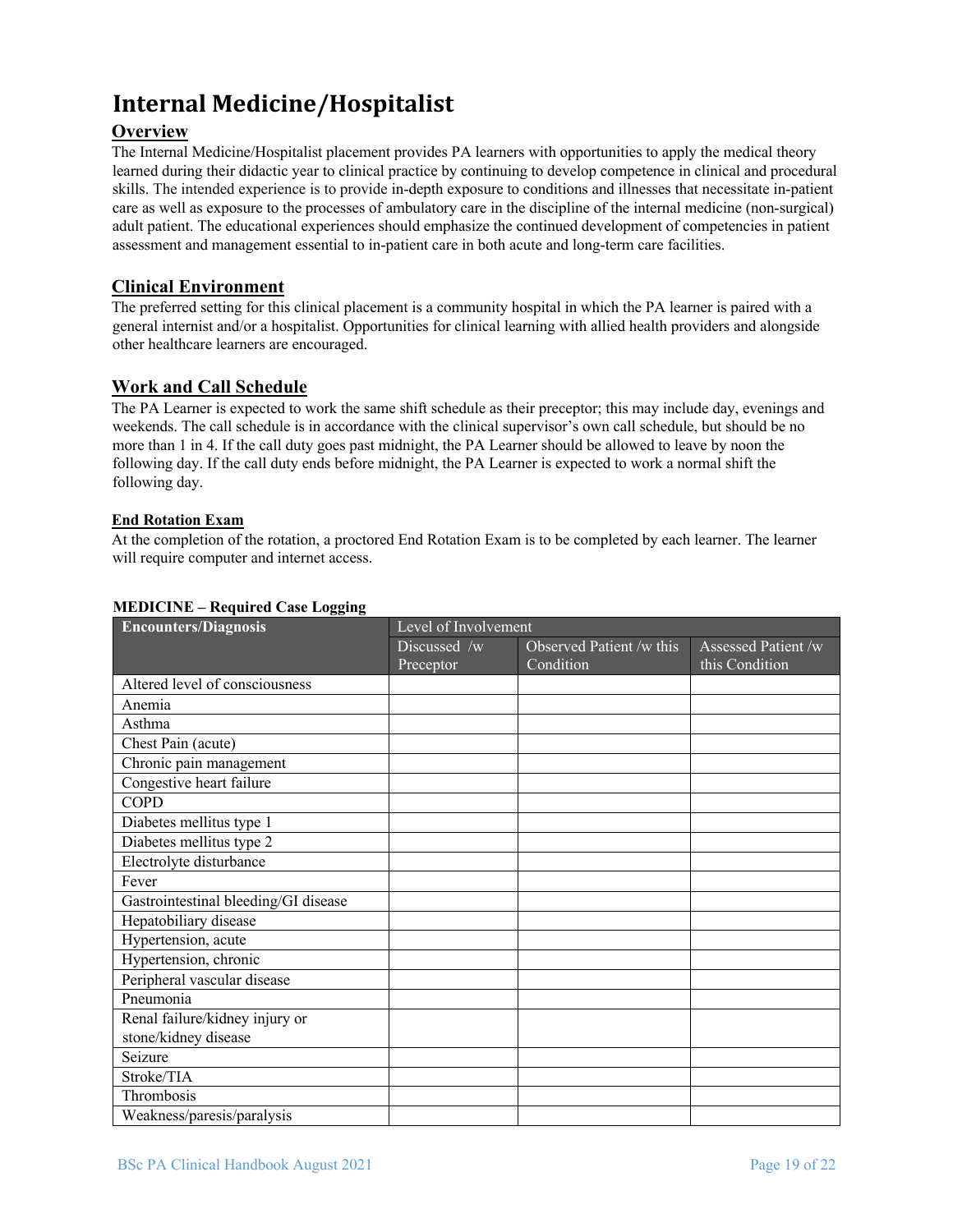# Internal Medicine/Hospitalist

## Overview

The Internal Medicine/Hospitalist placement provides PA learners with opportunities to apply the medical theory learned during their didactic year to clinical practice by continuing to develop competence in clinical and procedural skills. The intended experience is to provide in-depth exposure to conditions and illnesses that necessitate in-patient care as well as exposure to the processes of ambulatory care in the discipline of the internal medicine (non-surgical) adult patient. The educational experiences should emphasize the continued development of competencies in patient assessment and management essential to in-patient care in both acute and long-term care facilities.

## Clinical Environment

The preferred setting for this clinical placement is a community hospital in which the PA learner is paired with a general internist and/or a hospitalist. Opportunities for clinical learning with allied health providers and alongside other healthcare learners are encouraged.

## Work and Call Schedule

The PA Learner is expected to work the same shift schedule as their preceptor; this may include day, evenings and weekends. The call schedule is in accordance with the clinical supervisor's own call schedule, but should be no more than 1 in 4. If the call duty goes past midnight, the PA Learner should be allowed to leave by noon the following day. If the call duty ends before midnight, the PA Learner is expected to work a normal shift the following day.

### End Rotation Exam

At the completion of the rotation, a proctored End Rotation Exam is to be completed by each learner. The learner will require computer and internet access.

**MEDICINE – Required Case Logging**

| Encounters/Diagnosis | Level of Involvement | | |
|---|---|---|---|
| | Discussed /w Preceptor | Observed Patient /w this Condition | Assessed Patient /w this Condition |
| Altered level of consciousness | | | |
| Anemia | | | |
| Asthma | | | |
| Chest Pain (acute) | | | |
| Chronic pain management | | | |
| Congestive heart failure | | | |
| COPD | | | |
| Diabetes mellitus type 1 | | | |
| Diabetes mellitus type 2 | | | |
| Electrolyte disturbance | | | |
| Fever | | | |
| Gastrointestinal bleeding/GI disease | | | |
| Hepatobiliary disease | | | |
| Hypertension, acute | | | |
| Hypertension, chronic | | | |
| Peripheral vascular disease | | | |
| Pneumonia | | | |
| Renal failure/kidney injury or stone/kidney disease | | | |
| Seizure | | | |
| Stroke/TIA | | | |
| Thrombosis | | | |
| Weakness/paresis/paralysis | | | |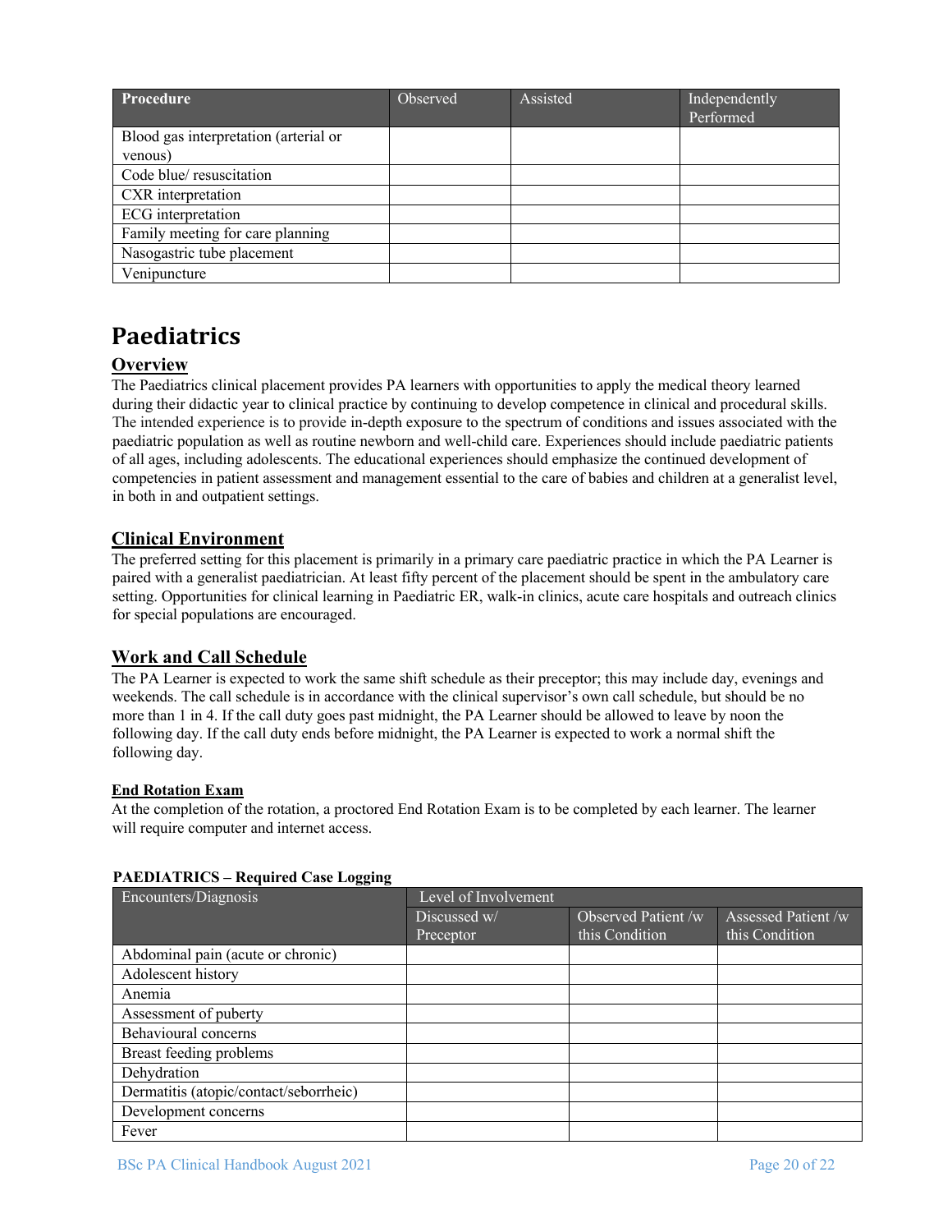| Procedure | Observed | Assisted | Independently Performed |
|---|---|---|---|
| Blood gas interpretation (arterial or venous) | | | |
| Code blue/ resuscitation | | | |
| CXR interpretation | | | |
| ECG interpretation | | | |
| Family meeting for care planning | | | |
| Nasogastric tube placement | | | |
| Venipuncture | | | |

# Paediatrics

## Overview

The Paediatrics clinical placement provides PA learners with opportunities to apply the medical theory learned during their didactic year to clinical practice by continuing to develop competence in clinical and procedural skills. The intended experience is to provide in-depth exposure to the spectrum of conditions and issues associated with the paediatric population as well as routine newborn and well-child care. Experiences should include paediatric patients of all ages, including adolescents. The educational experiences should emphasize the continued development of competencies in patient assessment and management essential to the care of babies and children at a generalist level, in both in and outpatient settings.

## Clinical Environment

The preferred setting for this placement is primarily in a primary care paediatric practice in which the PA Learner is paired with a generalist paediatrician. At least fifty percent of the placement should be spent in the ambulatory care setting. Opportunities for clinical learning in Paediatric ER, walk-in clinics, acute care hospitals and outreach clinics for special populations are encouraged.

## Work and Call Schedule

The PA Learner is expected to work the same shift schedule as their preceptor; this may include day, evenings and weekends. The call schedule is in accordance with the clinical supervisor's own call schedule, but should be no more than 1 in 4. If the call duty goes past midnight, the PA Learner should be allowed to leave by noon the following day. If the call duty ends before midnight, the PA Learner is expected to work a normal shift the following day.

### End Rotation Exam

At the completion of the rotation, a proctored End Rotation Exam is to be completed by each learner. The learner will require computer and internet access.

**PAEDIATRICS – Required Case Logging**

| Encounters/Diagnosis | Level of Involvement | | |
|---|---|---|---|
| | Discussed w/ Preceptor | Observed Patient /w this Condition | Assessed Patient /w this Condition |
| Abdominal pain (acute or chronic) | | | |
| Adolescent history | | | |
| Anemia | | | |
| Assessment of puberty | | | |
| Behavioural concerns | | | |
| Breast feeding problems | | | |
| Dehydration | | | |
| Dermatitis (atopic/contact/seborrheic) | | | |
| Development concerns | | | |
| Fever | | | |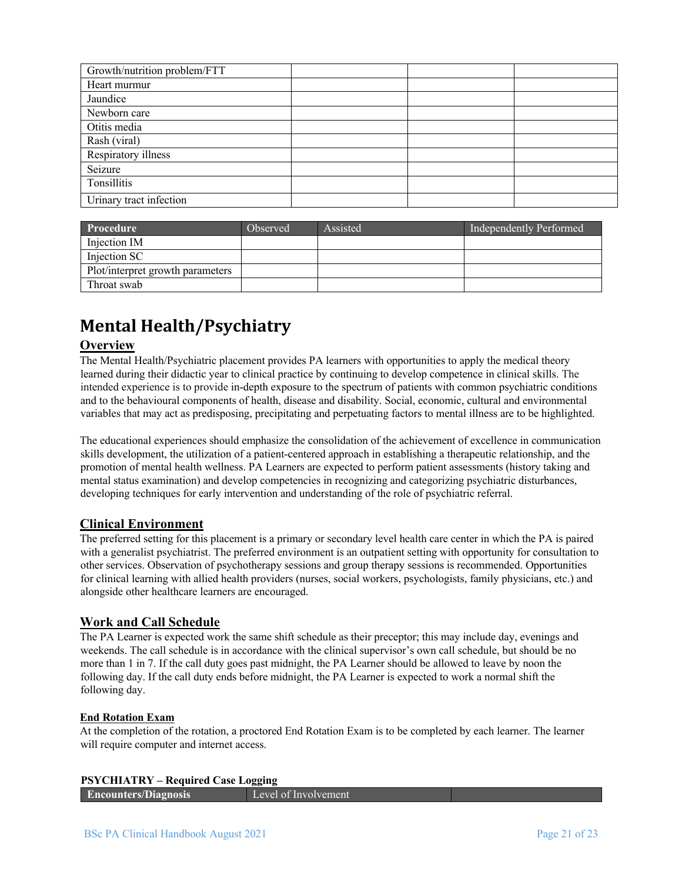| | | | |
|---|---|---|---|
| Growth/nutrition problem/FTT | | | |
| Heart murmur | | | |
| Jaundice | | | |
| Newborn care | | | |
| Otitis media | | | |
| Rash (viral) | | | |
| Respiratory illness | | | |
| Seizure | | | |
| Tonsillitis | | | |
| Urinary tract infection | | | |

| Procedure | Observed | Assisted | Independently Performed |
|---|---|---|---|
| Injection IM | | | |
| Injection SC | | | |
| Plot/interpret growth parameters | | | |
| Throat swab | | | |

# Mental Health/Psychiatry

## Overview

The Mental Health/Psychiatric placement provides PA learners with opportunities to apply the medical theory learned during their didactic year to clinical practice by continuing to develop competence in clinical skills. The intended experience is to provide in-depth exposure to the spectrum of patients with common psychiatric conditions and to the behavioural components of health, disease and disability. Social, economic, cultural and environmental variables that may act as predisposing, precipitating and perpetuating factors to mental illness are to be highlighted.

The educational experiences should emphasize the consolidation of the achievement of excellence in communication skills development, the utilization of a patient-centered approach in establishing a therapeutic relationship, and the promotion of mental health wellness. PA Learners are expected to perform patient assessments (history taking and mental status examination) and develop competencies in recognizing and categorizing psychiatric disturbances, developing techniques for early intervention and understanding of the role of psychiatric referral.

## Clinical Environment

The preferred setting for this placement is a primary or secondary level health care center in which the PA is paired with a generalist psychiatrist. The preferred environment is an outpatient setting with opportunity for consultation to other services. Observation of psychotherapy sessions and group therapy sessions is recommended. Opportunities for clinical learning with allied health providers (nurses, social workers, psychologists, family physicians, etc.) and alongside other healthcare learners are encouraged.

## Work and Call Schedule

The PA Learner is expected work the same shift schedule as their preceptor; this may include day, evenings and weekends. The call schedule is in accordance with the clinical supervisor's own call schedule, but should be no more than 1 in 7. If the call duty goes past midnight, the PA Learner should be allowed to leave by noon the following day. If the call duty ends before midnight, the PA Learner is expected to work a normal shift the following day.

### End Rotation Exam

At the completion of the rotation, a proctored End Rotation Exam is to be completed by each learner. The learner will require computer and internet access.

**PSYCHIATRY – Required Case Logging**

| Encounters/Diagnosis | Level of Involvement | |
|---|---|---|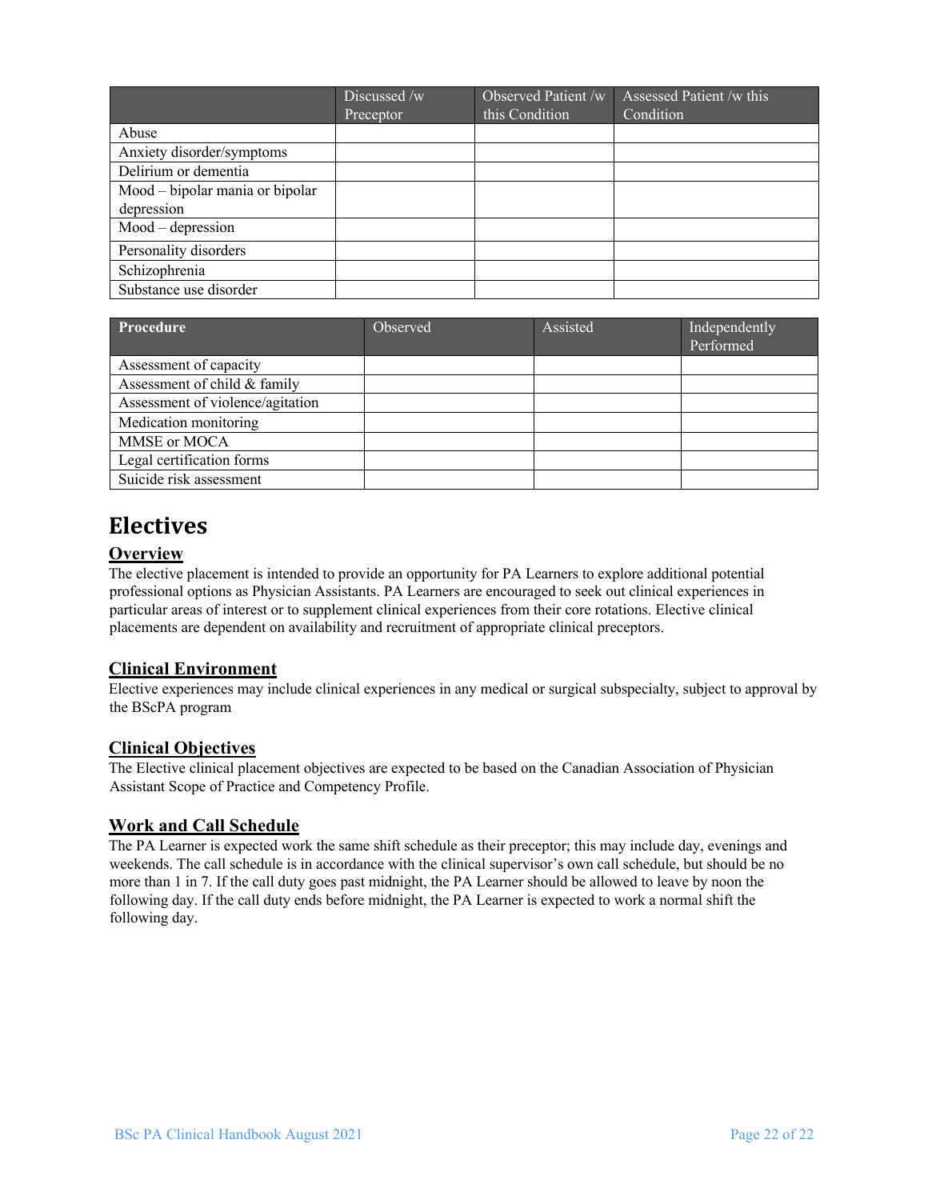| | Discussed /w Preceptor | Observed Patient /w this Condition | Assessed Patient /w this Condition |
|---|---|---|---|
| Abuse | | | |
| Anxiety disorder/symptoms | | | |
| Delirium or dementia | | | |
| Mood – bipolar mania or bipolar depression | | | |
| Mood – depression | | | |
| Personality disorders | | | |
| Schizophrenia | | | |
| Substance use disorder | | | |

| Procedure | Observed | Assisted | Independently Performed |
|---|---|---|---|
| Assessment of capacity | | | |
| Assessment of child & family | | | |
| Assessment of violence/agitation | | | |
| Medication monitoring | | | |
| MMSE or MOCA | | | |
| Legal certification forms | | | |
| Suicide risk assessment | | | |

# Electives

## Overview

The elective placement is intended to provide an opportunity for PA Learners to explore additional potential professional options as Physician Assistants. PA Learners are encouraged to seek out clinical experiences in particular areas of interest or to supplement clinical experiences from their core rotations. Elective clinical placements are dependent on availability and recruitment of appropriate clinical preceptors.

## Clinical Environment

Elective experiences may include clinical experiences in any medical or surgical subspecialty, subject to approval by the BScPA program

## Clinical Objectives

The Elective clinical placement objectives are expected to be based on the Canadian Association of Physician Assistant Scope of Practice and Competency Profile.

## Work and Call Schedule

The PA Learner is expected work the same shift schedule as their preceptor; this may include day, evenings and weekends. The call schedule is in accordance with the clinical supervisor's own call schedule, but should be no more than 1 in 7. If the call duty goes past midnight, the PA Learner should be allowed to leave by noon the following day. If the call duty ends before midnight, the PA Learner is expected to work a normal shift the following day.